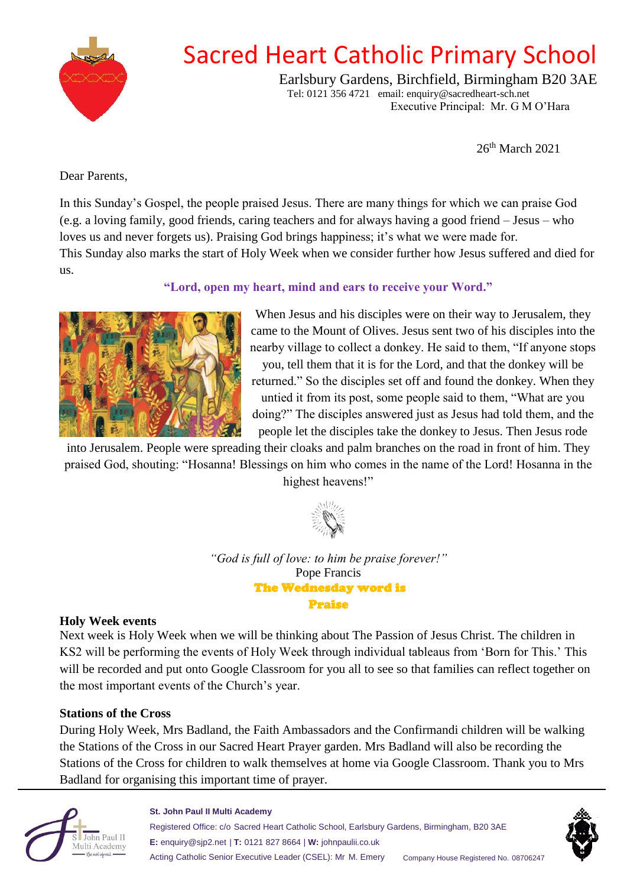# Sacred Heart Catholic Primary School

Earlsbury Gardens, Birchfield, Birmingham B20 3AE
Tel: 0121 356 4721 email: enquiry@sacredheart-sch.net
Executive Principal: Mr. G M O'Hara

26th March 2021

Dear Parents,

In this Sunday's Gospel, the people praised Jesus. There are many things for which we can praise God (e.g. a loving family, good friends, caring teachers and for always having a good friend – Jesus – who loves us and never forgets us). Praising God brings happiness; it's what we were made for.
This Sunday also marks the start of Holy Week when we consider further how Jesus suffered and died for us.

**"Lord, open my heart, mind and ears to receive your Word."**

When Jesus and his disciples were on their way to Jerusalem, they came to the Mount of Olives. Jesus sent two of his disciples into the nearby village to collect a donkey. He said to them, "If anyone stops you, tell them that it is for the Lord, and that the donkey will be returned." So the disciples set off and found the donkey. When they untied it from its post, some people said to them, "What are you doing?" The disciples answered just as Jesus had told them, and the people let the disciples take the donkey to Jesus. Then Jesus rode into Jerusalem. People were spreading their cloaks and palm branches on the road in front of him. They praised God, shouting: "Hosanna! Blessings on him who comes in the name of the Lord! Hosanna in the highest heavens!"

*"God is full of love: to him be praise forever!"*
Pope Francis

**The Wednesday word is**
**Praise**

**Holy Week events**
Next week is Holy Week when we will be thinking about The Passion of Jesus Christ. The children in KS2 will be performing the events of Holy Week through individual tableaus from 'Born for This.' This will be recorded and put onto Google Classroom for you all to see so that families can reflect together on the most important events of the Church's year.

**Stations of the Cross**
During Holy Week, Mrs Badland, the Faith Ambassadors and the Confirmandi children will be walking the Stations of the Cross in our Sacred Heart Prayer garden. Mrs Badland will also be recording the Stations of the Cross for children to walk themselves at home via Google Classroom. Thank you to Mrs Badland for organising this important time of prayer.

**St. John Paul II Multi Academy**
Registered Office: c/o Sacred Heart Catholic School, Earlsbury Gardens, Birmingham, B20 3AE
**E:** enquiry@sjp2.net | **T:** 0121 827 8664 | **W:** johnpaulii.co.uk
Acting Catholic Senior Executive Leader (CSEL): Mr M. Emery Company House Registered No. 08706247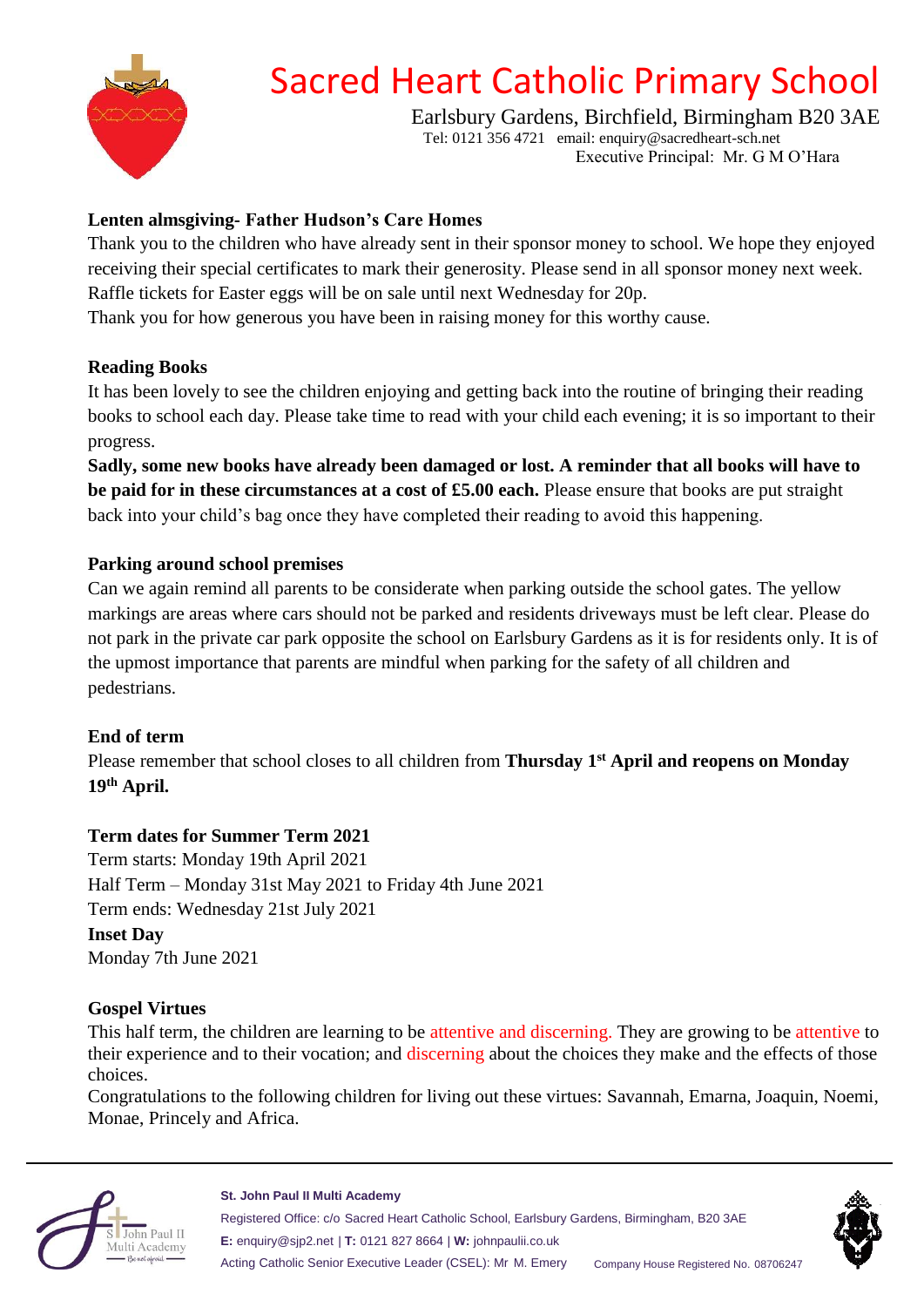# Sacred Heart Catholic Primary School

Earlsbury Gardens, Birchfield, Birmingham B20 3AE
Tel: 0121 356 4721 email: enquiry@sacredheart-sch.net
Executive Principal: Mr. G M O'Hara

**Lenten almsgiving- Father Hudson's Care Homes**

Thank you to the children who have already sent in their sponsor money to school. We hope they enjoyed receiving their special certificates to mark their generosity. Please send in all sponsor money next week. Raffle tickets for Easter eggs will be on sale until next Wednesday for 20p.
Thank you for how generous you have been in raising money for this worthy cause.

**Reading Books**

It has been lovely to see the children enjoying and getting back into the routine of bringing their reading books to school each day. Please take time to read with your child each evening; it is so important to their progress.

**Sadly, some new books have already been damaged or lost. A reminder that all books will have to be paid for in these circumstances at a cost of £5.00 each.** Please ensure that books are put straight back into your child's bag once they have completed their reading to avoid this happening.

**Parking around school premises**

Can we again remind all parents to be considerate when parking outside the school gates. The yellow markings are areas where cars should not be parked and residents driveways must be left clear. Please do not park in the private car park opposite the school on Earlsbury Gardens as it is for residents only. It is of the upmost importance that parents are mindful when parking for the safety of all children and pedestrians.

**End of term**

Please remember that school closes to all children from **Thursday 1st April and reopens on Monday 19th April.**

**Term dates for Summer Term 2021**

Term starts: Monday 19th April 2021
Half Term – Monday 31st May 2021 to Friday 4th June 2021
Term ends: Wednesday 21st July 2021

**Inset Day**

Monday 7th June 2021

**Gospel Virtues**

This half term, the children are learning to be attentive and discerning. They are growing to be attentive to their experience and to their vocation; and discerning about the choices they make and the effects of those choices.

Congratulations to the following children for living out these virtues: Savannah, Emarna, Joaquin, Noemi, Monae, Princely and Africa.

**St. John Paul II Multi Academy**
Registered Office: c/o Sacred Heart Catholic School, Earlsbury Gardens, Birmingham, B20 3AE
**E:** enquiry@sjp2.net | **T:** 0121 827 8664 | **W:** johnpaulii.co.uk
Acting Catholic Senior Executive Leader (CSEL): Mr M. Emery Company House Registered No. 08706247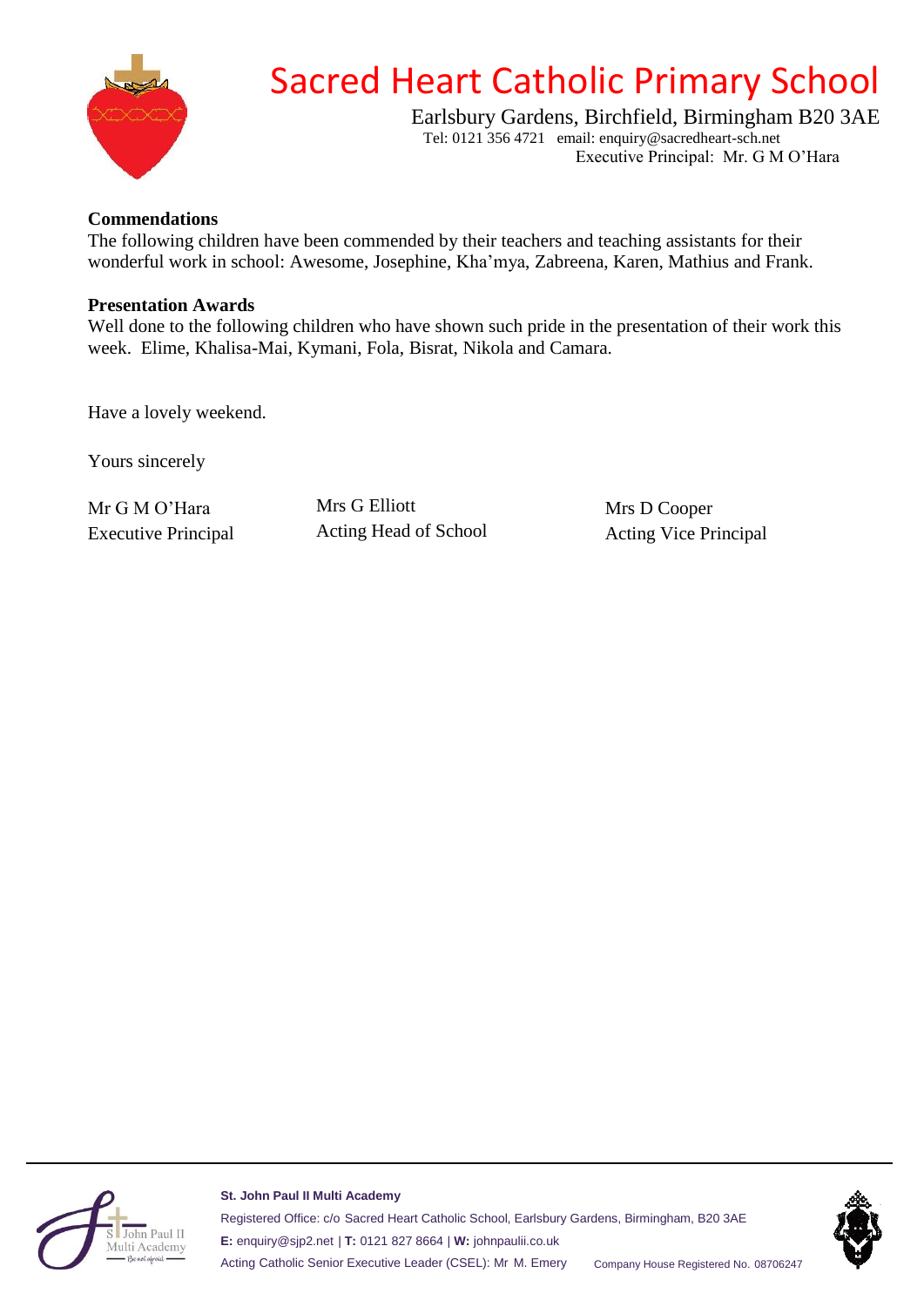# Sacred Heart Catholic Primary School

Earlsbury Gardens, Birchfield, Birmingham B20 3AE
Tel: 0121 356 4721 email: enquiry@sacredheart-sch.net
Executive Principal: Mr. G M O'Hara

**Commendations**

The following children have been commended by their teachers and teaching assistants for their wonderful work in school: Awesome, Josephine, Kha'mya, Zabreena, Karen, Mathius and Frank.

**Presentation Awards**

Well done to the following children who have shown such pride in the presentation of their work this week. Elime, Khalisa-Mai, Kymani, Fola, Bisrat, Nikola and Camara.

Have a lovely weekend.

Yours sincerely

Mr G M O'Hara
Executive Principal

Mrs G Elliott
Acting Head of School

Mrs D Cooper
Acting Vice Principal

**St. John Paul II Multi Academy**
Registered Office: c/o Sacred Heart Catholic School, Earlsbury Gardens, Birmingham, B20 3AE
**E:** enquiry@sjp2.net | **T:** 0121 827 8664 | **W:** johnpaulii.co.uk
Acting Catholic Senior Executive Leader (CSEL): Mr M. Emery Company House Registered No. 08706247